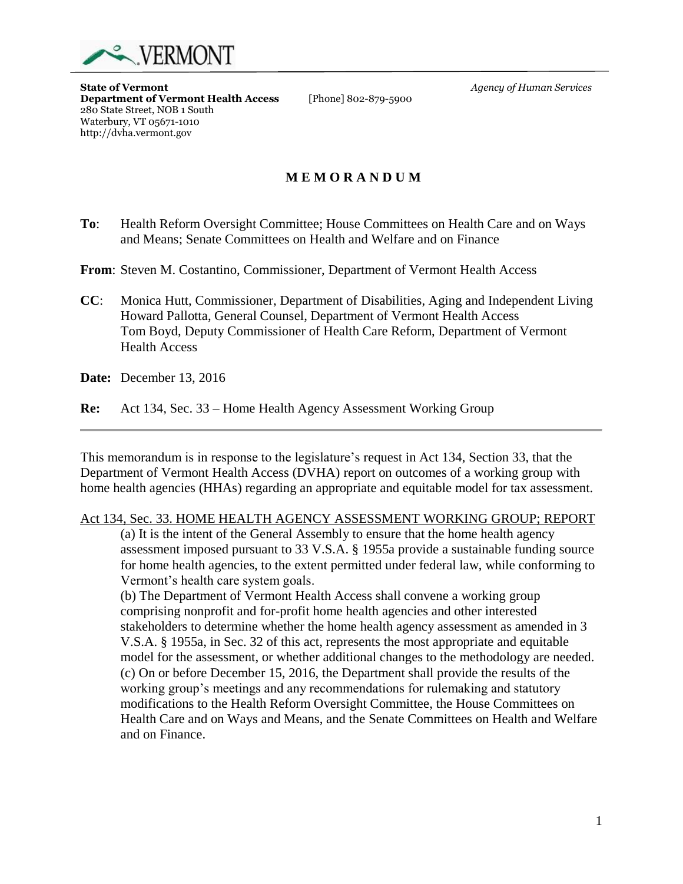VERMONT

**State of Vermont**
**Department of Vermont Health Access**
280 State Street, NOB 1 South
Waterbury, VT 05671-1010
http://dvha.vermont.gov

[Phone] 802-879-5900

*Agency of Human Services*

## M E M O R A N D U M

**To**: Health Reform Oversight Committee; House Committees on Health Care and on Ways and Means; Senate Committees on Health and Welfare and on Finance

**From**: Steven M. Costantino, Commissioner, Department of Vermont Health Access

**CC**: Monica Hutt, Commissioner, Department of Disabilities, Aging and Independent Living
Howard Pallotta, General Counsel, Department of Vermont Health Access
Tom Boyd, Deputy Commissioner of Health Care Reform, Department of Vermont Health Access

**Date:** December 13, 2016

**Re:** Act 134, Sec. 33 – Home Health Agency Assessment Working Group

---

This memorandum is in response to the legislature's request in Act 134, Section 33, that the Department of Vermont Health Access (DVHA) report on outcomes of a working group with home health agencies (HHAs) regarding an appropriate and equitable model for tax assessment.

<u>Act 134, Sec. 33. HOME HEALTH AGENCY ASSESSMENT WORKING GROUP; REPORT</u>

(a) It is the intent of the General Assembly to ensure that the home health agency assessment imposed pursuant to 33 V.S.A. § 1955a provide a sustainable funding source for home health agencies, to the extent permitted under federal law, while conforming to Vermont's health care system goals.

(b) The Department of Vermont Health Access shall convene a working group comprising nonprofit and for-profit home health agencies and other interested stakeholders to determine whether the home health agency assessment as amended in 3 V.S.A. § 1955a, in Sec. 32 of this act, represents the most appropriate and equitable model for the assessment, or whether additional changes to the methodology are needed.

(c) On or before December 15, 2016, the Department shall provide the results of the working group's meetings and any recommendations for rulemaking and statutory modifications to the Health Reform Oversight Committee, the House Committees on Health Care and on Ways and Means, and the Senate Committees on Health and Welfare and on Finance.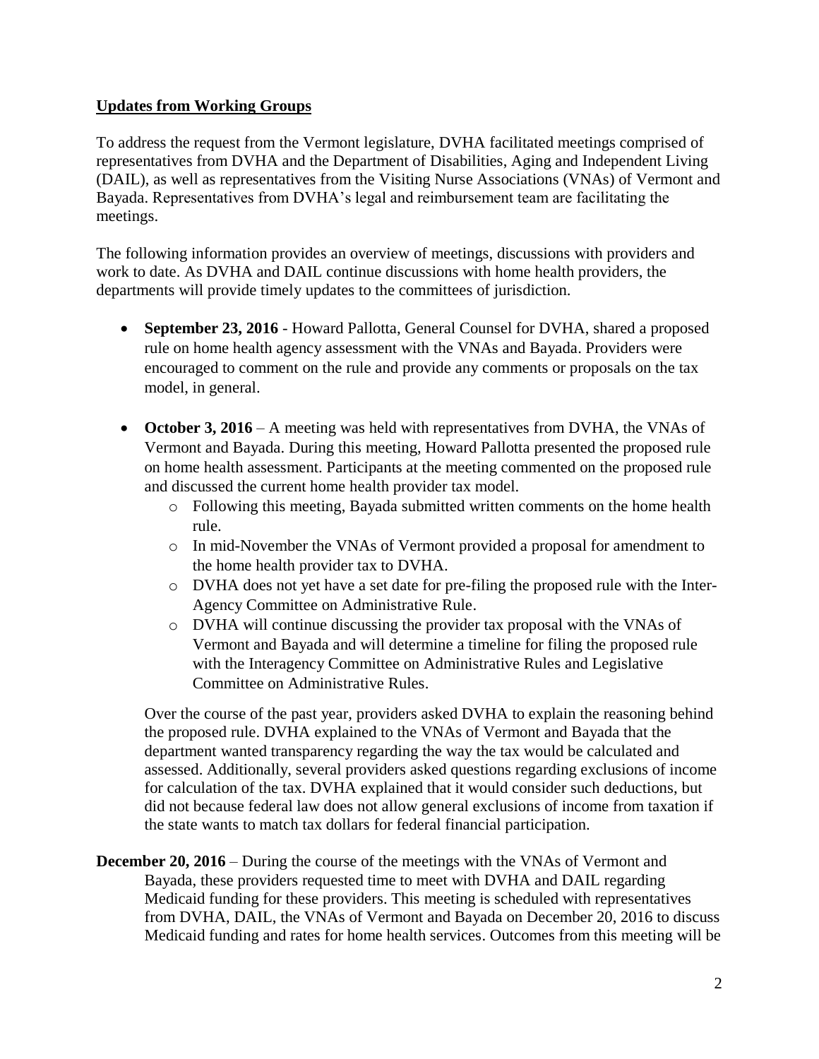## **Updates from Working Groups**

To address the request from the Vermont legislature, DVHA facilitated meetings comprised of representatives from DVHA and the Department of Disabilities, Aging and Independent Living (DAIL), as well as representatives from the Visiting Nurse Associations (VNAs) of Vermont and Bayada. Representatives from DVHA's legal and reimbursement team are facilitating the meetings.

The following information provides an overview of meetings, discussions with providers and work to date. As DVHA and DAIL continue discussions with home health providers, the departments will provide timely updates to the committees of jurisdiction.

- **September 23, 2016** - Howard Pallotta, General Counsel for DVHA, shared a proposed rule on home health agency assessment with the VNAs and Bayada. Providers were encouraged to comment on the rule and provide any comments or proposals on the tax model, in general.

- **October 3, 2016** – A meeting was held with representatives from DVHA, the VNAs of Vermont and Bayada. During this meeting, Howard Pallotta presented the proposed rule on home health assessment. Participants at the meeting commented on the proposed rule and discussed the current home health provider tax model.
  - Following this meeting, Bayada submitted written comments on the home health rule.
  - In mid-November the VNAs of Vermont provided a proposal for amendment to the home health provider tax to DVHA.
  - DVHA does not yet have a set date for pre-filing the proposed rule with the Inter-Agency Committee on Administrative Rule.
  - DVHA will continue discussing the provider tax proposal with the VNAs of Vermont and Bayada and will determine a timeline for filing the proposed rule with the Interagency Committee on Administrative Rules and Legislative Committee on Administrative Rules.

  Over the course of the past year, providers asked DVHA to explain the reasoning behind the proposed rule. DVHA explained to the VNAs of Vermont and Bayada that the department wanted transparency regarding the way the tax would be calculated and assessed. Additionally, several providers asked questions regarding exclusions of income for calculation of the tax. DVHA explained that it would consider such deductions, but did not because federal law does not allow general exclusions of income from taxation if the state wants to match tax dollars for federal financial participation.

**December 20, 2016** – During the course of the meetings with the VNAs of Vermont and Bayada, these providers requested time to meet with DVHA and DAIL regarding Medicaid funding for these providers. This meeting is scheduled with representatives from DVHA, DAIL, the VNAs of Vermont and Bayada on December 20, 2016 to discuss Medicaid funding and rates for home health services. Outcomes from this meeting will be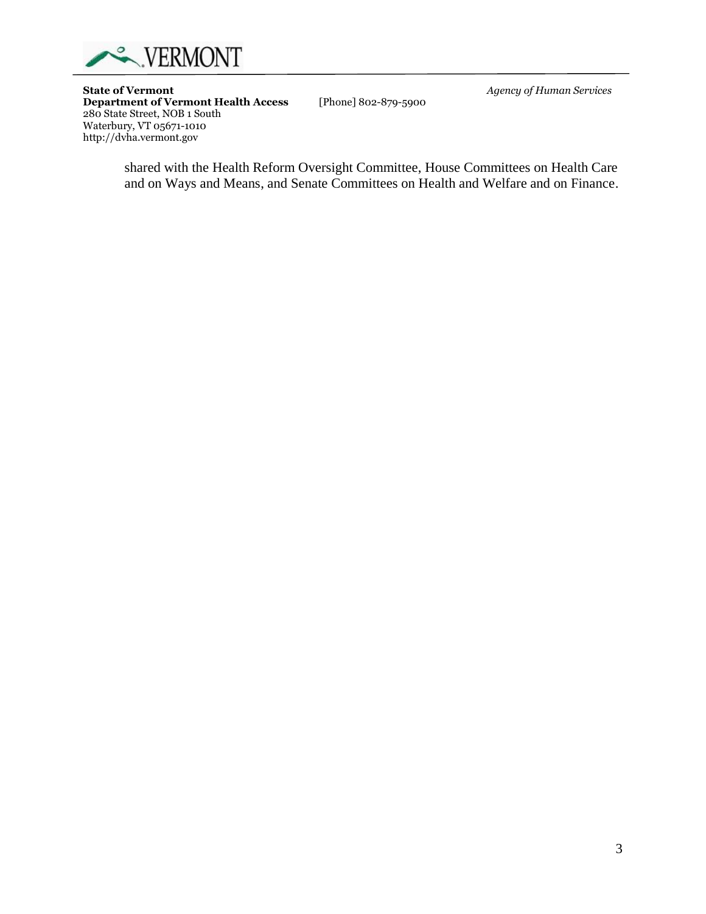shared with the Health Reform Oversight Committee, House Committees on Health Care and on Ways and Means, and Senate Committees on Health and Welfare and on Finance.